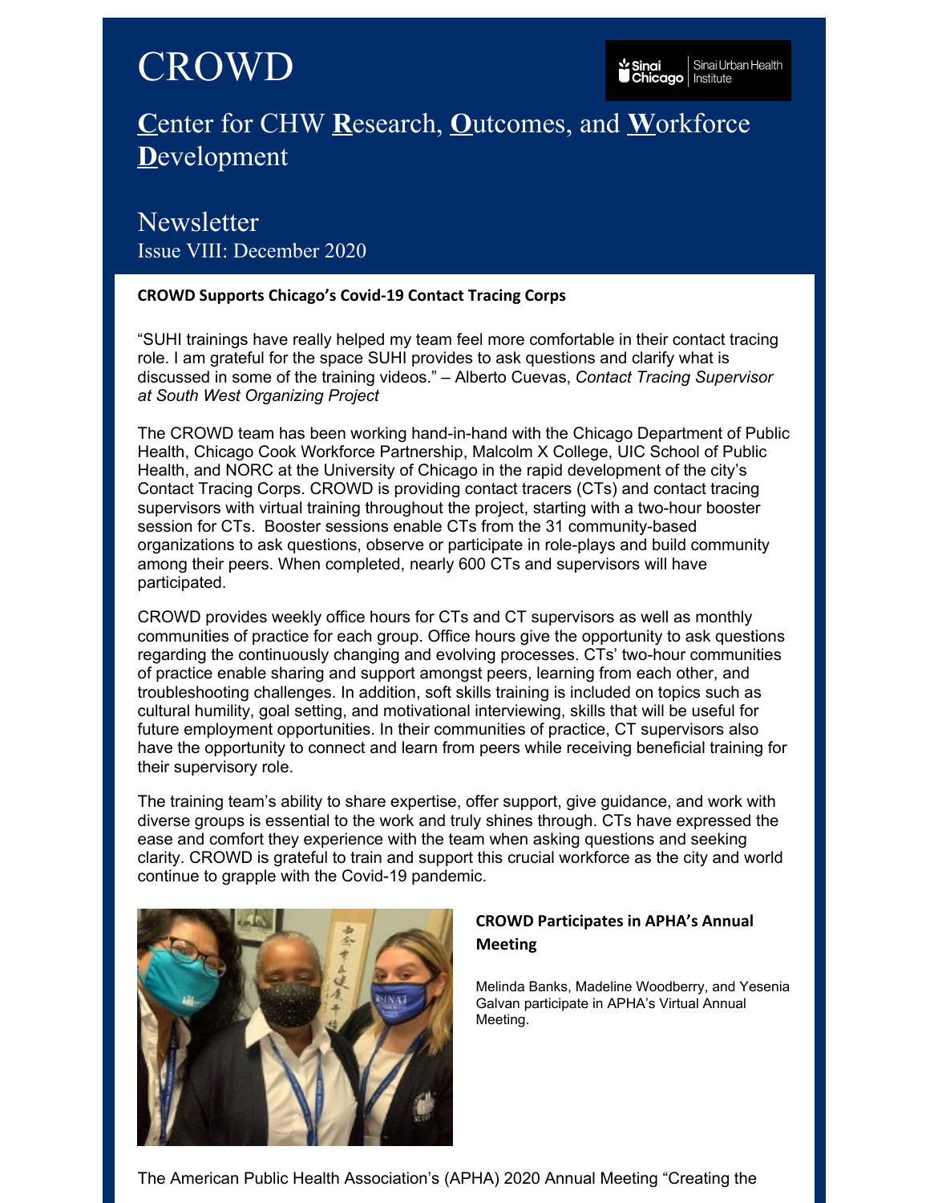# CROWD

Sinai Chicago | Sinai Urban Health Institute

## **C**enter for CHW **R**esearch, **O**utcomes, and **W**orkforce **D**evelopment

## Newsletter

Issue VIII: December 2020

### CROWD Supports Chicago's Covid-19 Contact Tracing Corps

"SUHI trainings have really helped my team feel more comfortable in their contact tracing role. I am grateful for the space SUHI provides to ask questions and clarify what is discussed in some of the training videos." – Alberto Cuevas, *Contact Tracing Supervisor at South West Organizing Project*

The CROWD team has been working hand-in-hand with the Chicago Department of Public Health, Chicago Cook Workforce Partnership, Malcolm X College, UIC School of Public Health, and NORC at the University of Chicago in the rapid development of the city's Contact Tracing Corps. CROWD is providing contact tracers (CTs) and contact tracing supervisors with virtual training throughout the project, starting with a two-hour booster session for CTs. Booster sessions enable CTs from the 31 community-based organizations to ask questions, observe or participate in role-plays and build community among their peers. When completed, nearly 600 CTs and supervisors will have participated.

CROWD provides weekly office hours for CTs and CT supervisors as well as monthly communities of practice for each group. Office hours give the opportunity to ask questions regarding the continuously changing and evolving processes. CTs' two-hour communities of practice enable sharing and support amongst peers, learning from each other, and troubleshooting challenges. In addition, soft skills training is included on topics such as cultural humility, goal setting, and motivational interviewing, skills that will be useful for future employment opportunities. In their communities of practice, CT supervisors also have the opportunity to connect and learn from peers while receiving beneficial training for their supervisory role.

The training team's ability to share expertise, offer support, give guidance, and work with diverse groups is essential to the work and truly shines through. CTs have expressed the ease and comfort they experience with the team when asking questions and seeking clarity. CROWD is grateful to train and support this crucial workforce as the city and world continue to grapple with the Covid-19 pandemic.

### CROWD Participates in APHA's Annual Meeting

Melinda Banks, Madeline Woodberry, and Yesenia Galvan participate in APHA's Virtual Annual Meeting.

The American Public Health Association's (APHA) 2020 Annual Meeting "Creating the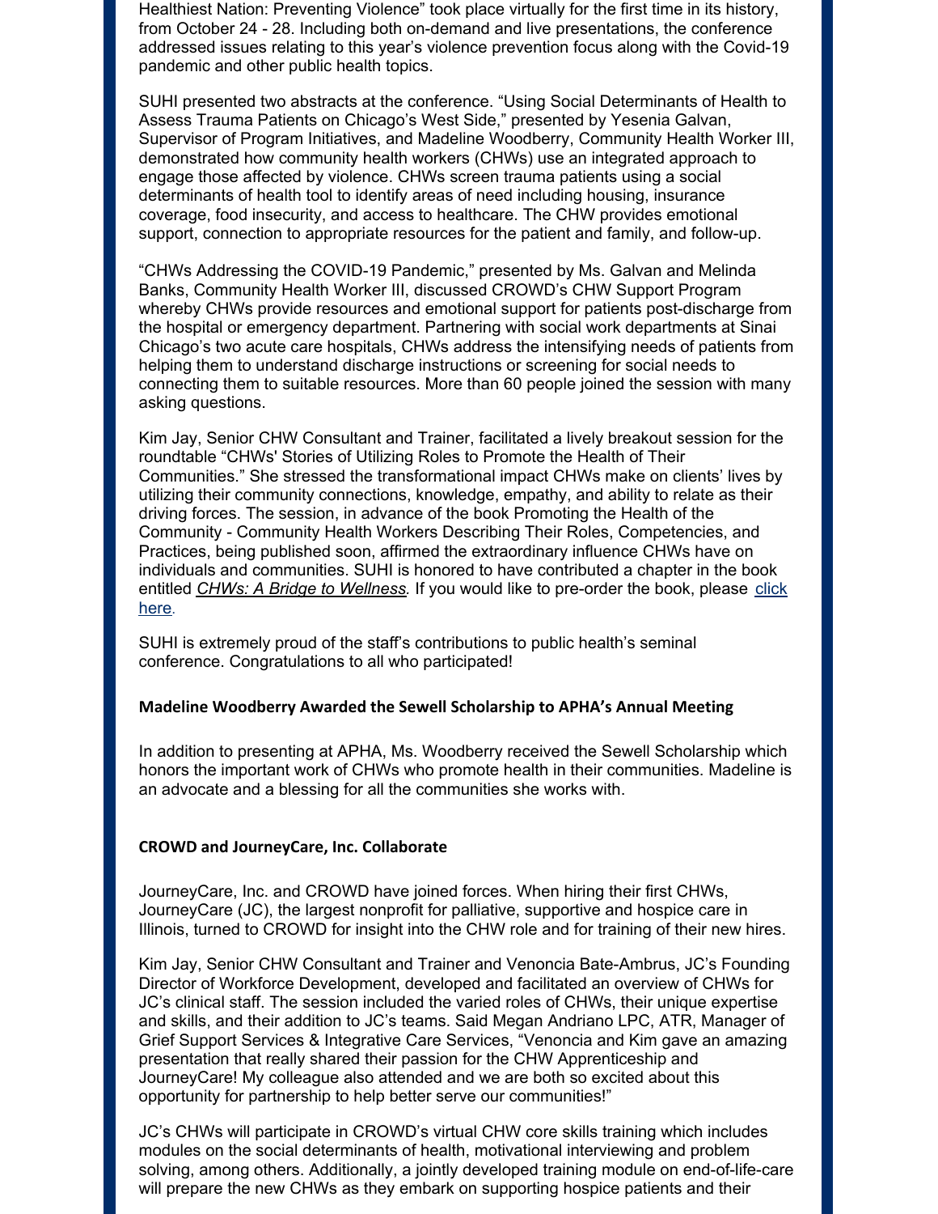Healthiest Nation: Preventing Violence" took place virtually for the first time in its history, from October 24 - 28. Including both on-demand and live presentations, the conference addressed issues relating to this year's violence prevention focus along with the Covid-19 pandemic and other public health topics.

SUHI presented two abstracts at the conference. "Using Social Determinants of Health to Assess Trauma Patients on Chicago's West Side," presented by Yesenia Galvan, Supervisor of Program Initiatives, and Madeline Woodberry, Community Health Worker III, demonstrated how community health workers (CHWs) use an integrated approach to engage those affected by violence. CHWs screen trauma patients using a social determinants of health tool to identify areas of need including housing, insurance coverage, food insecurity, and access to healthcare. The CHW provides emotional support, connection to appropriate resources for the patient and family, and follow-up.

"CHWs Addressing the COVID-19 Pandemic," presented by Ms. Galvan and Melinda Banks, Community Health Worker III, discussed CROWD's CHW Support Program whereby CHWs provide resources and emotional support for patients post-discharge from the hospital or emergency department. Partnering with social work departments at Sinai Chicago's two acute care hospitals, CHWs address the intensifying needs of patients from helping them to understand discharge instructions or screening for social needs to connecting them to suitable resources. More than 60 people joined the session with many asking questions.

Kim Jay, Senior CHW Consultant and Trainer, facilitated a lively breakout session for the roundtable "CHWs' Stories of Utilizing Roles to Promote the Health of Their Communities." She stressed the transformational impact CHWs make on clients' lives by utilizing their community connections, knowledge, empathy, and ability to relate as their driving forces. The session, in advance of the book Promoting the Health of the Community - Community Health Workers Describing Their Roles, Competencies, and Practices, being published soon, affirmed the extraordinary influence CHWs have on individuals and communities. SUHI is honored to have contributed a chapter in the book entitled ***CHWs: A Bridge to Wellness**.* If you would like to pre-order the book, please click here.

SUHI is extremely proud of the staff's contributions to public health's seminal conference. Congratulations to all who participated!

**Madeline Woodberry Awarded the Sewell Scholarship to APHA's Annual Meeting**

In addition to presenting at APHA, Ms. Woodberry received the Sewell Scholarship which honors the important work of CHWs who promote health in their communities. Madeline is an advocate and a blessing for all the communities she works with.

**CROWD and JourneyCare, Inc. Collaborate**

JourneyCare, Inc. and CROWD have joined forces. When hiring their first CHWs, JourneyCare (JC), the largest nonprofit for palliative, supportive and hospice care in Illinois, turned to CROWD for insight into the CHW role and for training of their new hires.

Kim Jay, Senior CHW Consultant and Trainer and Venoncia Bate-Ambrus, JC's Founding Director of Workforce Development, developed and facilitated an overview of CHWs for JC's clinical staff. The session included the varied roles of CHWs, their unique expertise and skills, and their addition to JC's teams. Said Megan Andriano LPC, ATR, Manager of Grief Support Services & Integrative Care Services, "Venoncia and Kim gave an amazing presentation that really shared their passion for the CHW Apprenticeship and JourneyCare! My colleague also attended and we are both so excited about this opportunity for partnership to help better serve our communities!"

JC's CHWs will participate in CROWD's virtual CHW core skills training which includes modules on the social determinants of health, motivational interviewing and problem solving, among others. Additionally, a jointly developed training module on end-of-life-care will prepare the new CHWs as they embark on supporting hospice patients and their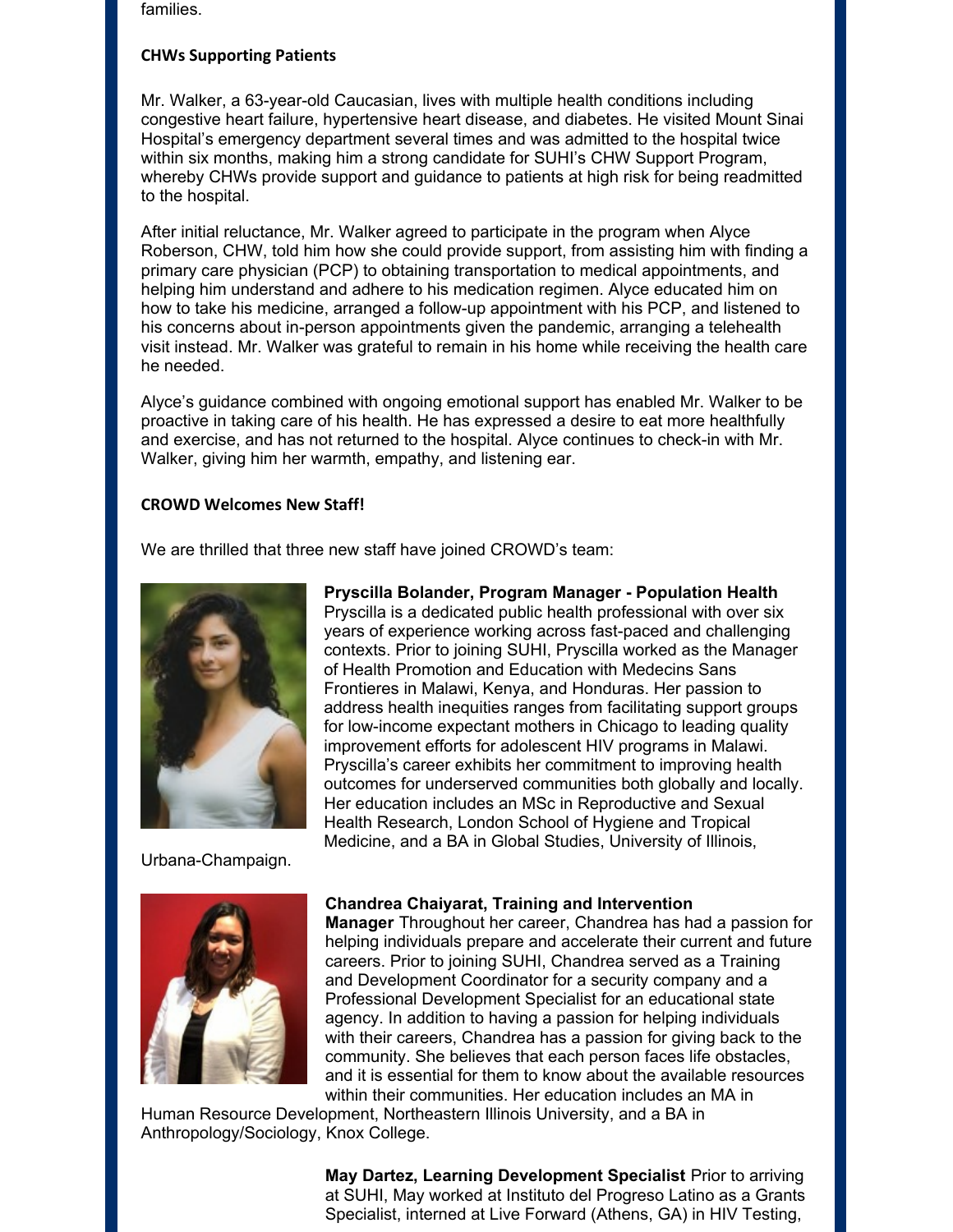families.

**CHWs Supporting Patients**

Mr. Walker, a 63-year-old Caucasian, lives with multiple health conditions including congestive heart failure, hypertensive heart disease, and diabetes. He visited Mount Sinai Hospital's emergency department several times and was admitted to the hospital twice within six months, making him a strong candidate for SUHI's CHW Support Program, whereby CHWs provide support and guidance to patients at high risk for being readmitted to the hospital.

After initial reluctance, Mr. Walker agreed to participate in the program when Alyce Roberson, CHW, told him how she could provide support, from assisting him with finding a primary care physician (PCP) to obtaining transportation to medical appointments, and helping him understand and adhere to his medication regimen. Alyce educated him on how to take his medicine, arranged a follow-up appointment with his PCP, and listened to his concerns about in-person appointments given the pandemic, arranging a telehealth visit instead. Mr. Walker was grateful to remain in his home while receiving the health care he needed.

Alyce's guidance combined with ongoing emotional support has enabled Mr. Walker to be proactive in taking care of his health. He has expressed a desire to eat more healthfully and exercise, and has not returned to the hospital. Alyce continues to check-in with Mr. Walker, giving him her warmth, empathy, and listening ear.

**CROWD Welcomes New Staff!**

We are thrilled that three new staff have joined CROWD's team:

**Pryscilla Bolander, Program Manager - Population Health**
Pryscilla is a dedicated public health professional with over six years of experience working across fast-paced and challenging contexts. Prior to joining SUHI, Pryscilla worked as the Manager of Health Promotion and Education with Medecins Sans Frontieres in Malawi, Kenya, and Honduras. Her passion to address health inequities ranges from facilitating support groups for low-income expectant mothers in Chicago to leading quality improvement efforts for adolescent HIV programs in Malawi. Pryscilla's career exhibits her commitment to improving health outcomes for underserved communities both globally and locally. Her education includes an MSc in Reproductive and Sexual Health Research, London School of Hygiene and Tropical Medicine, and a BA in Global Studies, University of Illinois, Urbana-Champaign.

**Chandrea Chaiyarat, Training and Intervention Manager** Throughout her career, Chandrea has had a passion for helping individuals prepare and accelerate their current and future careers. Prior to joining SUHI, Chandrea served as a Training and Development Coordinator for a security company and a Professional Development Specialist for an educational state agency. In addition to having a passion for helping individuals with their careers, Chandrea has a passion for giving back to the community. She believes that each person faces life obstacles, and it is essential for them to know about the available resources within their communities. Her education includes an MA in Human Resource Development, Northeastern Illinois University, and a BA in Anthropology/Sociology, Knox College.

**May Dartez, Learning Development Specialist** Prior to arriving at SUHI, May worked at Instituto del Progreso Latino as a Grants Specialist, interned at Live Forward (Athens, GA) in HIV Testing,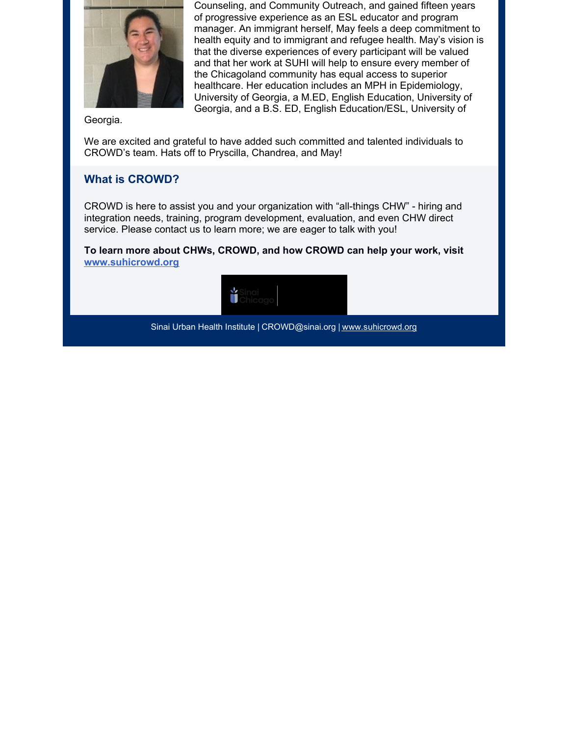Counseling, and Community Outreach, and gained fifteen years of progressive experience as an ESL educator and program manager. An immigrant herself, May feels a deep commitment to health equity and to immigrant and refugee health. May's vision is that the diverse experiences of every participant will be valued and that her work at SUHI will help to ensure every member of the Chicagoland community has equal access to superior healthcare. Her education includes an MPH in Epidemiology, University of Georgia, a M.ED, English Education, University of Georgia, and a B.S. ED, English Education/ESL, University of Georgia.

We are excited and grateful to have added such committed and talented individuals to CROWD's team. Hats off to Pryscilla, Chandrea, and May!

## What is CROWD?

CROWD is here to assist you and your organization with "all-things CHW" - hiring and integration needs, training, program development, evaluation, and even CHW direct service. Please contact us to learn more; we are eager to talk with you!

**To learn more about CHWs, CROWD, and how CROWD can help your work, visit [www.suhicrowd.org](www.suhicrowd.org)**

Sinai Chicago

Sinai Urban Health Institute | CROWD@sinai.org | www.suhicrowd.org